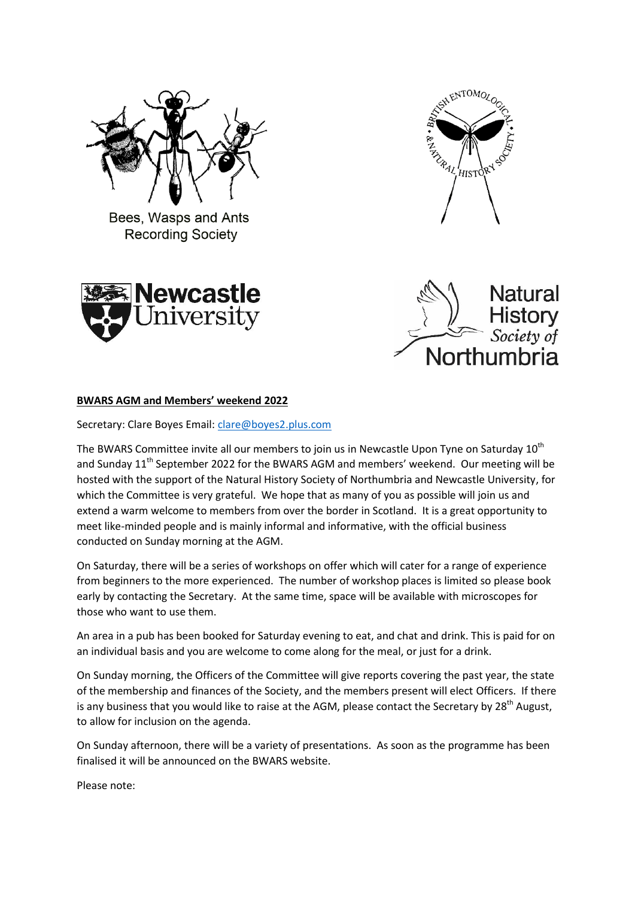Bees, Wasps and Ants Recording Society

BRITISH ENTOMOLOGICAL & NATURAL HISTORY SOCIETY

Newcastle University

Natural History Society of Northumbria

**BWARS AGM and Members' weekend 2022**

Secretary: Clare Boyes Email: clare@boyes2.plus.com

The BWARS Committee invite all our members to join us in Newcastle Upon Tyne on Saturday 10th and Sunday 11th September 2022 for the BWARS AGM and members' weekend. Our meeting will be hosted with the support of the Natural History Society of Northumbria and Newcastle University, for which the Committee is very grateful. We hope that as many of you as possible will join us and extend a warm welcome to members from over the border in Scotland. It is a great opportunity to meet like-minded people and is mainly informal and informative, with the official business conducted on Sunday morning at the AGM.

On Saturday, there will be a series of workshops on offer which will cater for a range of experience from beginners to the more experienced. The number of workshop places is limited so please book early by contacting the Secretary. At the same time, space will be available with microscopes for those who want to use them.

An area in a pub has been booked for Saturday evening to eat, and chat and drink. This is paid for on an individual basis and you are welcome to come along for the meal, or just for a drink.

On Sunday morning, the Officers of the Committee will give reports covering the past year, the state of the membership and finances of the Society, and the members present will elect Officers. If there is any business that you would like to raise at the AGM, please contact the Secretary by 28th August, to allow for inclusion on the agenda.

On Sunday afternoon, there will be a variety of presentations. As soon as the programme has been finalised it will be announced on the BWARS website.

Please note: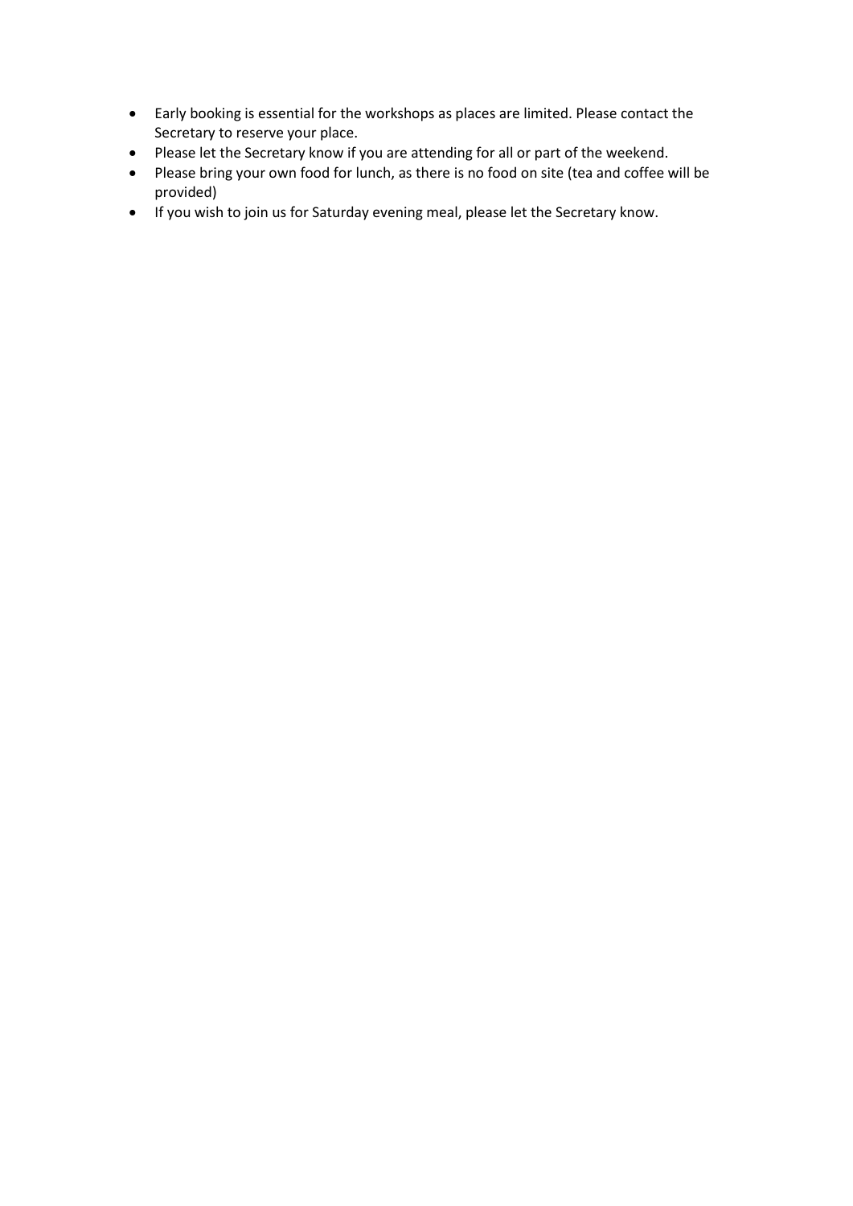- Early booking is essential for the workshops as places are limited. Please contact the Secretary to reserve your place.
- Please let the Secretary know if you are attending for all or part of the weekend.
- Please bring your own food for lunch, as there is no food on site (tea and coffee will be provided)
- If you wish to join us for Saturday evening meal, please let the Secretary know.